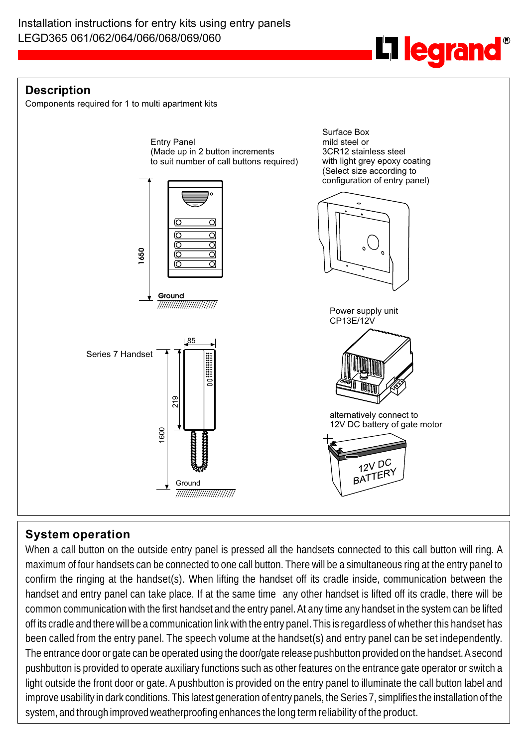Installation instructions for entry kits using entry panels
LEGD365 061/062/064/066/068/069/060

## Description

Components required for 1 to multi apartment kits

Entry Panel
(Made up in 2 button increments
to suit number of call buttons required)

1650

Ground

Surface Box
mild steel or
3CR12 stainless steel
with light grey epoxy coating
(Select size according to
configuration of entry panel)

Power supply unit
CP13E/12V

Series 7 Handset

85

219

1600

Ground

alternatively connect to
12V DC battery of gate motor

12V DC
BATTERY

## System operation

When a call button on the outside entry panel is pressed all the handsets connected to this call button will ring. A maximum of four handsets can be connected to one call button. There will be a simultaneous ring at the entry panel to confirm the ringing at the handset(s). When lifting the handset off its cradle inside, communication between the handset and entry panel can take place. If at the same time any other handset is lifted off its cradle, there will be common communication with the first handset and the entry panel. At any time any handset in the system can be lifted off its cradle and there will be a communication link with the entry panel. This is regardless of whether this handset has been called from the entry panel. The speech volume at the handset(s) and entry panel can be set independently. The entrance door or gate can be operated using the door/gate release pushbutton provided on the handset. A second pushbutton is provided to operate auxiliary functions such as other features on the entrance gate operator or switch a light outside the front door or gate. A pushbutton is provided on the entry panel to illuminate the call button label and improve usability in dark conditions. This latest generation of entry panels, the Series 7, simplifies the installation of the system, and through improved weatherproofing enhances the long term reliability of the product.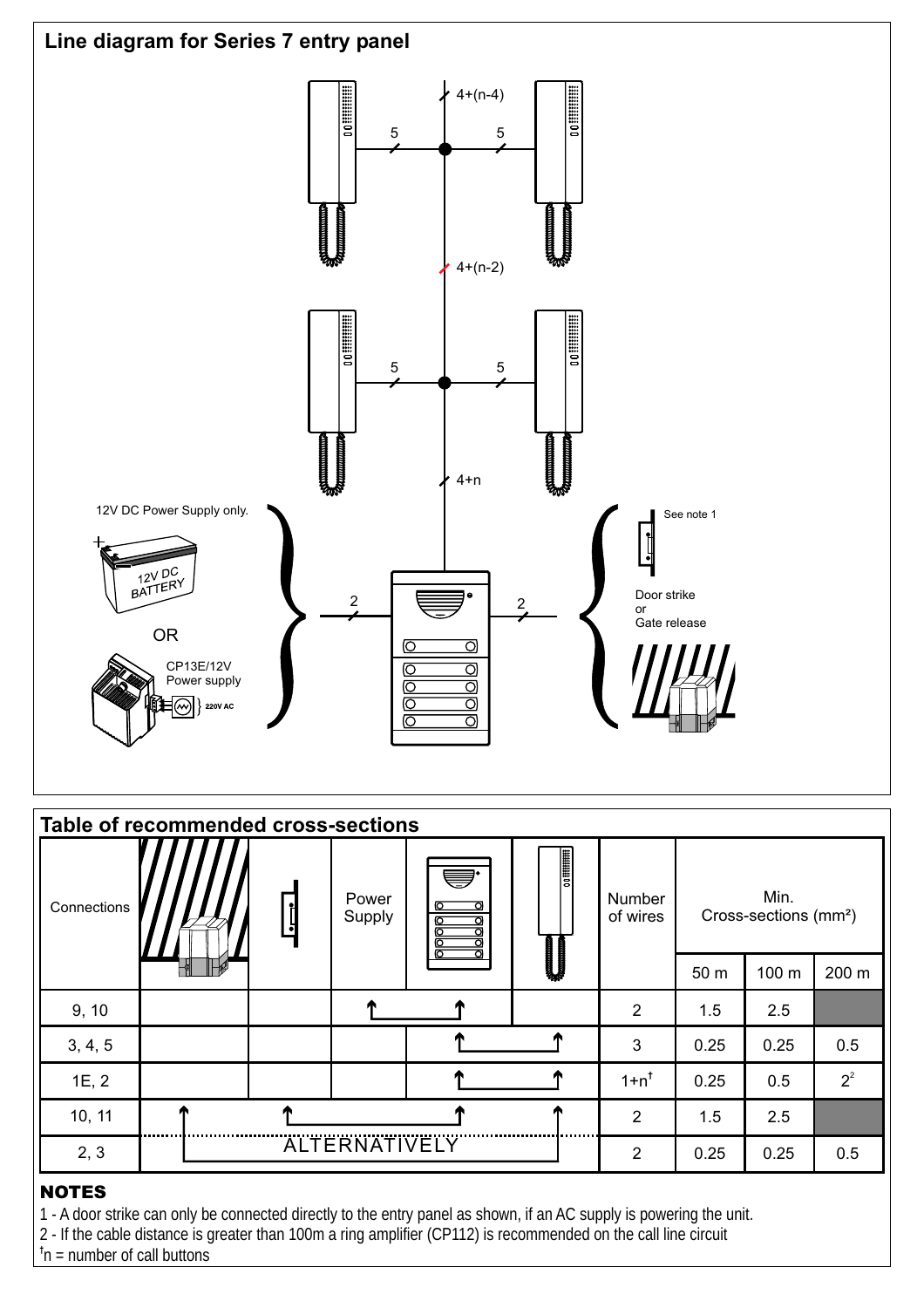## Line diagram for Series 7 entry panel

4+(n-4)

5 5

4+(n-2)

5 5

4+n

12V DC Power Supply only.

12V DC BATTERY

OR

CP13E/12V Power supply

220V AC

2 2

See note 1

Door strike or Gate release

## Table of recommended cross-sections

| Connections | Gate release | Door strike | Power Supply | Entry panel | Handset | Number of wires | Min. Cross-sections (mm²) | | |
|---|---|---|---|---|---|---|---|---|---|
| | | | | | | | 50 m | 100 m | 200 m |
| 9, 10 | | | ↑ | ↑ | | 2 | 1.5 | 2.5 | |
| 3, 4, 5 | | | | ↑ | ↑ | 3 | 0.25 | 0.25 | 0.5 |
| 1E, 2 | | | | ↑ | ↑ | 1+n† | 0.25 | 0.5 | 2[2] |
| 10, 11 | ↑ | ↑ | | ↑ | ↑ | 2 | 1.5 | 2.5 | |
| 2, 3 | ALTERNATIVELY | | | | | 2 | 0.25 | 0.25 | 0.5 |

### NOTES

1 - A door strike can only be connected directly to the entry panel as shown, if an AC supply is powering the unit.

2 - If the cable distance is greater than 100m a ring amplifier (CP112) is recommended on the call line circuit

†n = number of call buttons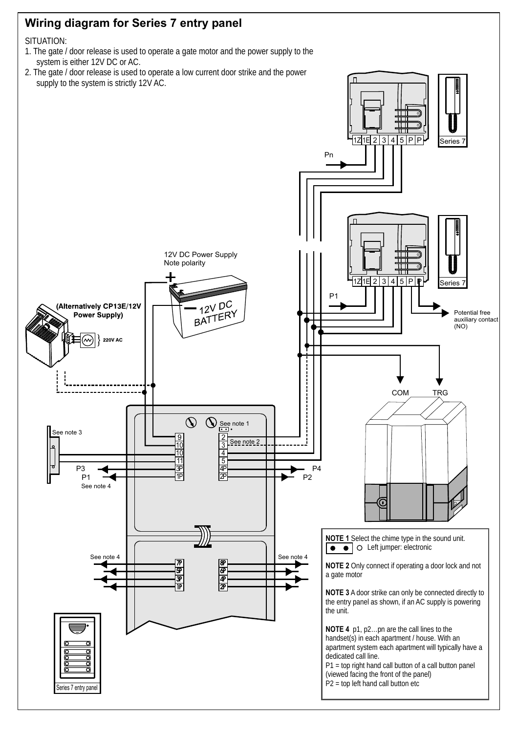## Wiring diagram for Series 7 entry panel

SITUATION:

1. The gate / door release is used to operate a gate motor and the power supply to the system is either 12V DC or AC.
2. The gate / door release is used to operate a low current door strike and the power supply to the system is strictly 12V AC.

Series 7

1Z 1E 2 3 4 5 P P

Pn

Series 7

1Z 1E 2 3 4 5 P P

P1

Potential free auxiliary contact (NO)

12V DC Power Supply
Note polarity

12V DC BATTERY

**(Alternatively CP13E/12V Power Supply)**

**220V AC**

COM TRG

See note 3

See note 1

See note 2

9, 10, 10, 11, 3P, 1P

2, 3, 4, 5, 4P, 2P

P3
P1
See note 4

P4
P2

See note 4 — 7P, 5P, 3P, 1P

8P, 6P, 4P, 2P — See note 4

Series 7 entry panel

**NOTE 1** Select the chime type in the sound unit.
● ● ○ Left jumper: electronic

**NOTE 2** Only connect if operating a door lock and not a gate motor

**NOTE 3** A door strike can only be connected directly to the entry panel as shown, if an AC supply is powering the unit.

**NOTE 4** p1, p2…pn are the call lines to the handset(s) in each apartment / house. With an apartment system each apartment will typically have a dedicated call line.
P1 = top right hand call button of a call button panel (viewed facing the front of the panel)
P2 = top left hand call button etc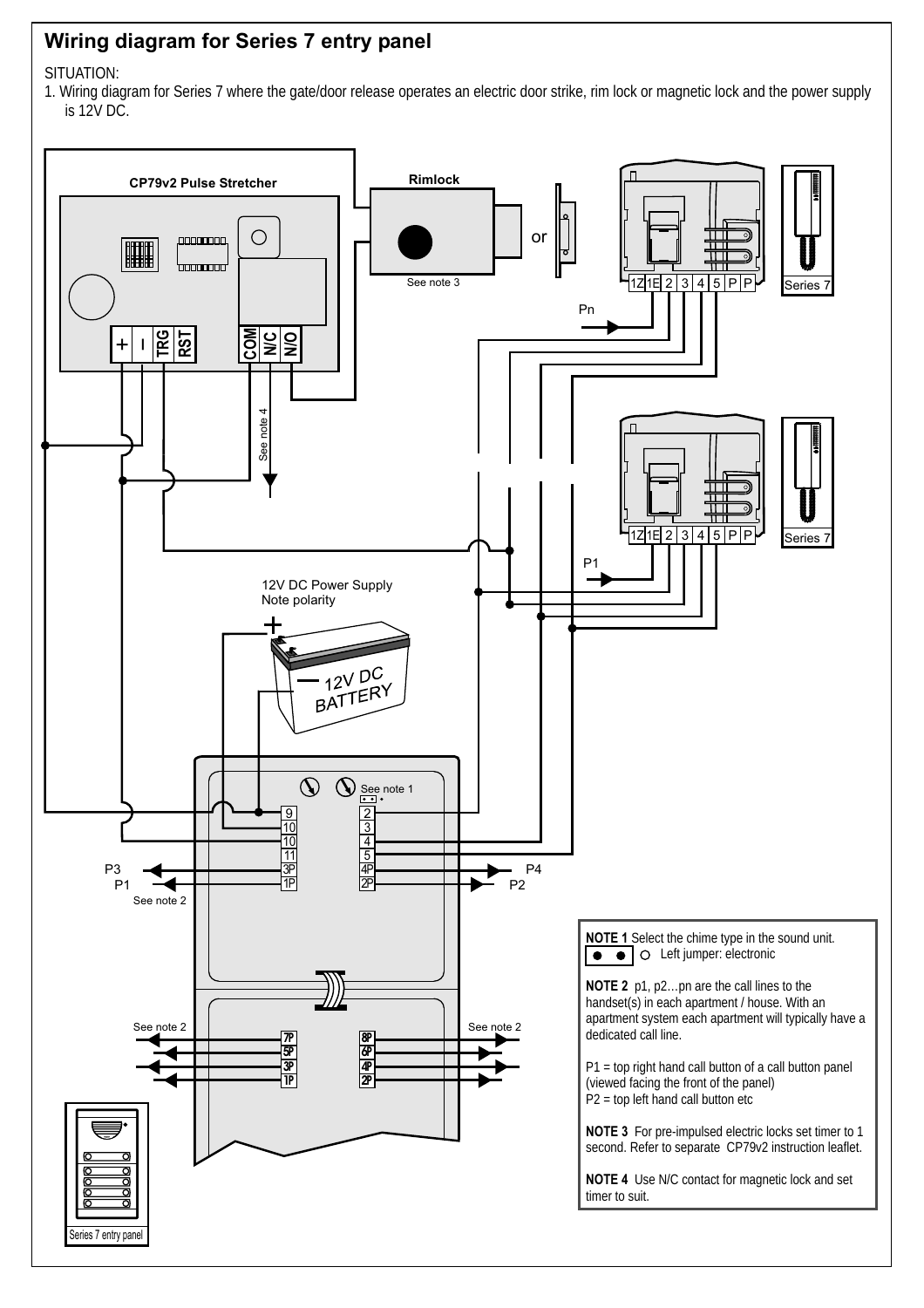## Wiring diagram for Series 7 entry panel

SITUATION:

1. Wiring diagram for Series 7 where the gate/door release operates an electric door strike, rim lock or magnetic lock and the power supply is 12V DC.

CP79v2 Pulse Stretcher

+ – TRG RST COM N/C N/O

Rimlock

See note 3

or

See note 4

Pn

P1

1Z 1E 2 3 4 5 P P

Series 7

12V DC Power Supply
Note polarity

12V DC BATTERY

See note 1

9, 10, 10, 11, 3P, 1P

2, 3, 4, 5, 4P, 2P

P3, P1, P4, P2

See note 2

7P, 5P, 3P, 1P

8P, 6P, 4P, 2P

Series 7 entry panel

**NOTE 1** Select the chime type in the sound unit.
Left jumper: electronic

**NOTE 2** p1, p2…pn are the call lines to the handset(s) in each apartment / house. With an apartment system each apartment will typically have a dedicated call line.

P1 = top right hand call button of a call button panel (viewed facing the front of the panel)
P2 = top left hand call button etc

**NOTE 3** For pre-impulsed electric locks set timer to 1 second. Refer to separate CP79v2 instruction leaflet.

**NOTE 4** Use N/C contact for magnetic lock and set timer to suit.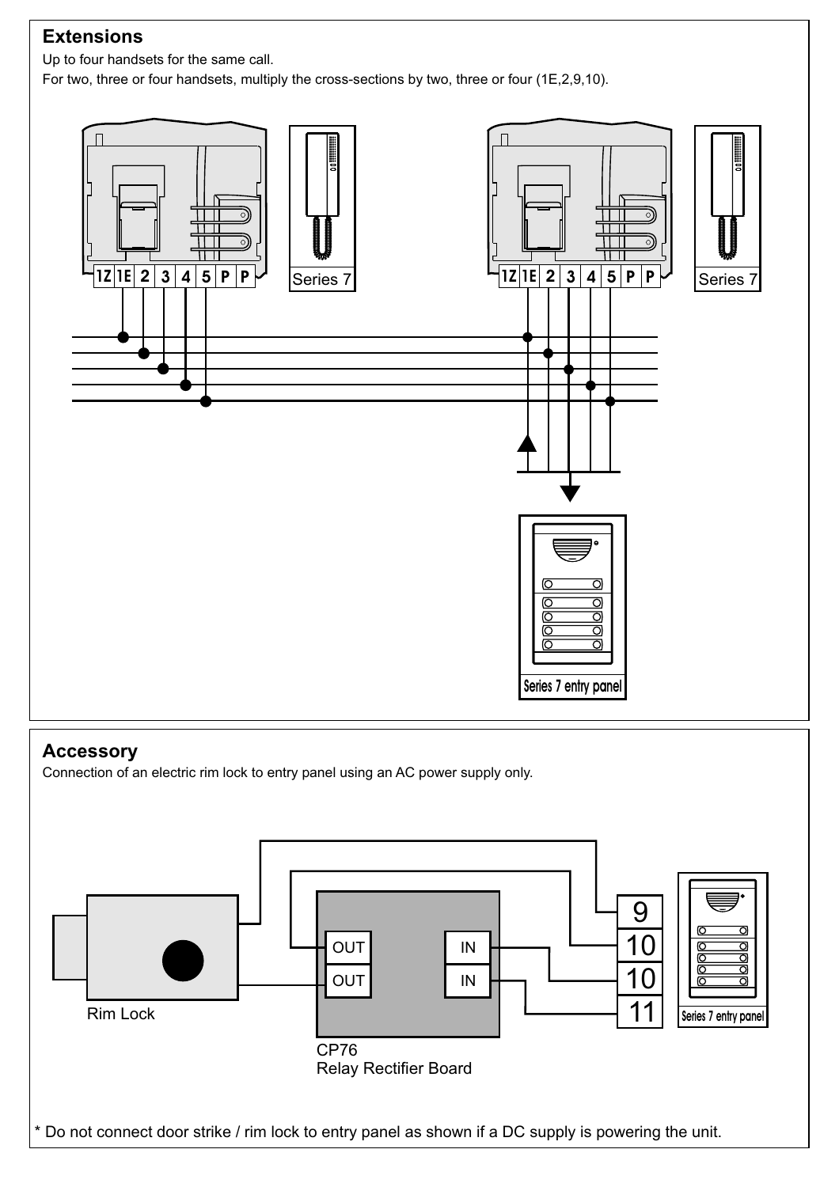## Extensions

Up to four handsets for the same call.

For two, three or four handsets, multiply the cross-sections by two, three or four (1E,2,9,10).

1Z 1E 2 3 4 5 P P

Series 7

1Z 1E 2 3 4 5 P P

Series 7

Series 7 entry panel

## Accessory

Connection of an electric rim lock to entry panel using an AC power supply only.

Rim Lock

OUT

OUT

IN

IN

CP76
Relay Rectifier Board

9

10

10

11

Series 7 entry panel

* Do not connect door strike / rim lock to entry panel as shown if a DC supply is powering the unit.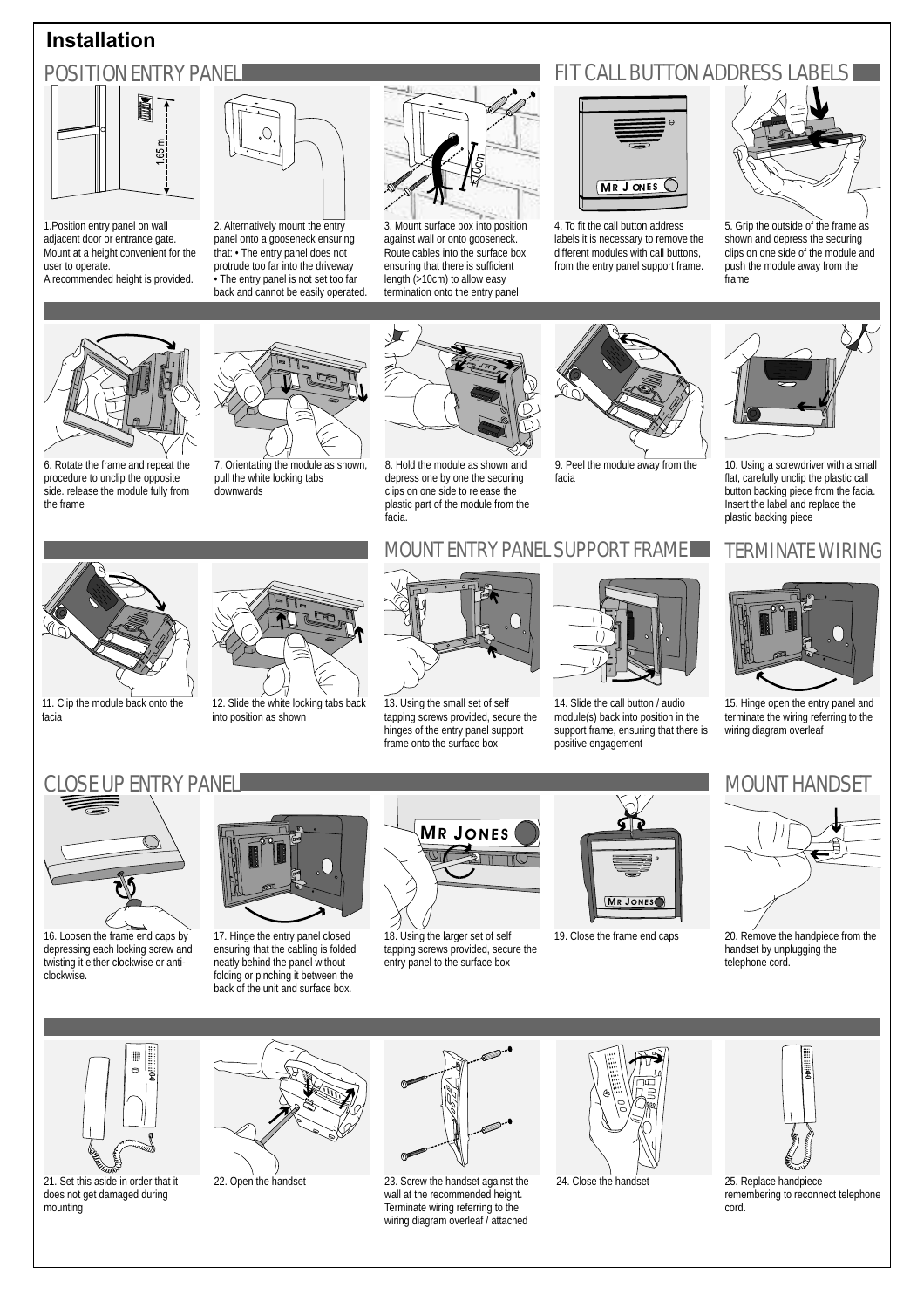# Installation

## POSITION ENTRY PANEL

1.Position entry panel on wall adjacent door or entrance gate. Mount at a height convenient for the user to operate. A recommended height is provided.

2. Alternatively mount the entry panel onto a gooseneck ensuring that: • The entry panel does not protrude too far into the driveway • The entry panel is not set too far back and cannot be easily operated.

3. Mount surface box into position against wall or onto gooseneck. Route cables into the surface box ensuring that there is sufficient length (>10cm) to allow easy termination onto the entry panel

## FIT CALL BUTTON ADDRESS LABELS

4. To fit the call button address labels it is necessary to remove the different modules with call buttons, from the entry panel support frame.

5. Grip the outside of the frame as shown and depress the securing clips on one side of the module and push the module away from the frame

6. Rotate the frame and repeat the procedure to unclip the opposite side. release the module fully from the frame

7. Orientating the module as shown, pull the white locking tabs downwards

8. Hold the module as shown and depress one by one the securing clips on one side to release the plastic part of the module from the facia.

9. Peel the module away from the facia

10. Using a screwdriver with a small flat, carefully unclip the plastic call button backing piece from the facia. Insert the label and replace the plastic backing piece

11. Clip the module back onto the facia

12. Slide the white locking tabs back into position as shown

## MOUNT ENTRY PANEL SUPPORT FRAME

13. Using the small set of self tapping screws provided, secure the hinges of the entry panel support frame onto the surface box

14. Slide the call button / audio module(s) back into position in the support frame, ensuring that there is positive engagement

## TERMINATE WIRING

15. Hinge open the entry panel and terminate the wiring referring to the wiring diagram overleaf

## CLOSE UP ENTRY PANEL

16. Loosen the frame end caps by depressing each locking screw and twisting it either clockwise or anti-clockwise.

17. Hinge the entry panel closed ensuring that the cabling is folded neatly behind the panel without folding or pinching it between the back of the unit and surface box.

18. Using the larger set of self tapping screws provided, secure the entry panel to the surface box

19. Close the frame end caps

## MOUNT HANDSET

20. Remove the handpiece from the handset by unplugging the telephone cord.

21. Set this aside in order that it does not get damaged during mounting

22. Open the handset

23. Screw the handset against the wall at the recommended height. Terminate wiring referring to the wiring diagram overleaf / attached

24. Close the handset

25. Replace handpiece remembering to reconnect telephone cord.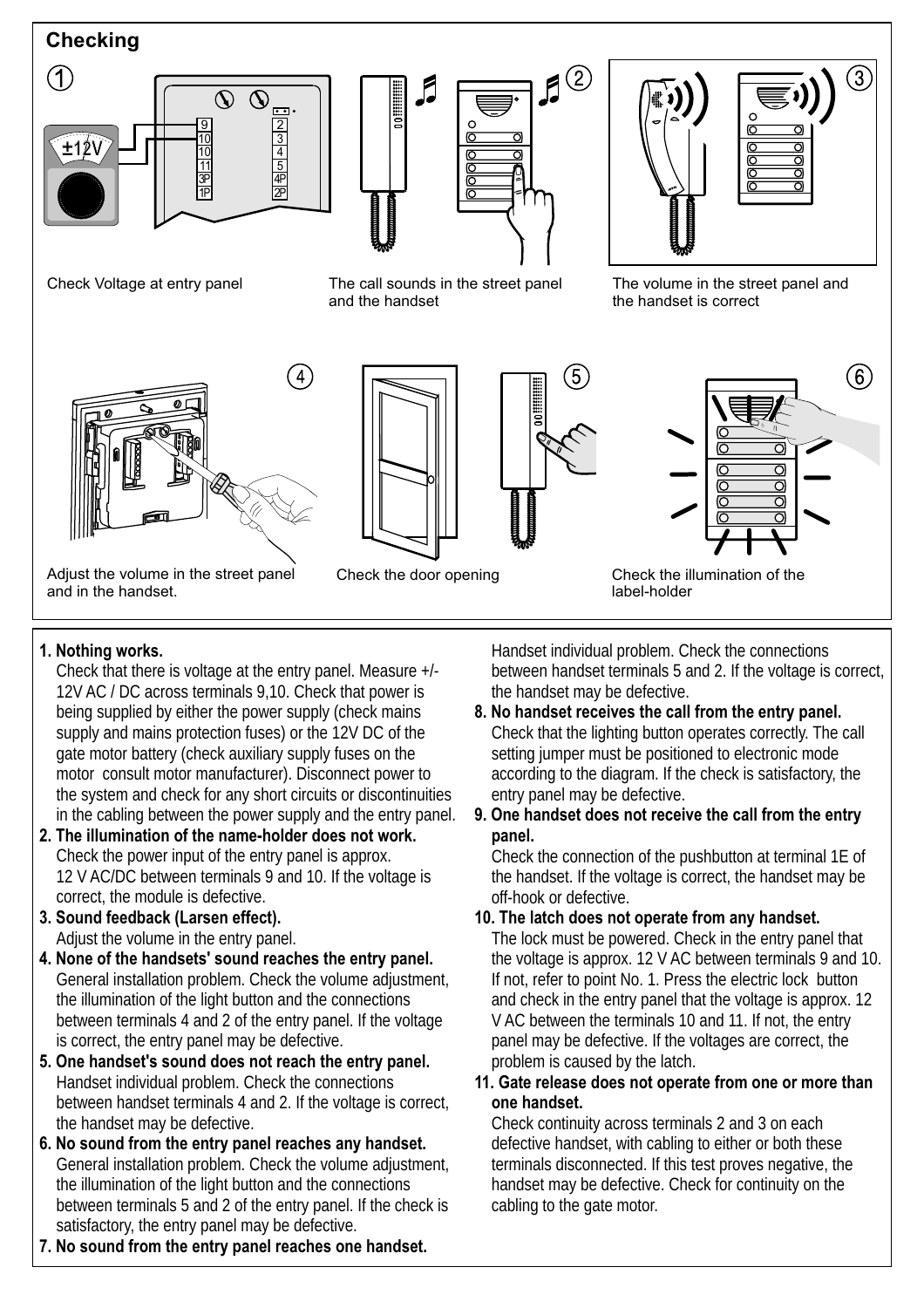## Checking

1. Check Voltage at entry panel

2. The call sounds in the street panel and the handset

3. The volume in the street panel and the handset is correct

4. Adjust the volume in the street panel and in the handset.

5. Check the door opening

6. Check the illumination of the label-holder

**1. Nothing works.**
Check that there is voltage at the entry panel. Measure +/- 12V AC / DC across terminals 9,10. Check that power is being supplied by either the power supply (check mains supply and mains protection fuses) or the 12V DC of the gate motor battery (check auxiliary supply fuses on the motor consult motor manufacturer). Disconnect power to the system and check for any short circuits or discontinuities in the cabling between the power supply and the entry panel.

**2. The illumination of the name-holder does not work.**
Check the power input of the entry panel is approx. 12 V AC/DC between terminals 9 and 10. If the voltage is correct, the module is defective.

**3. Sound feedback (Larsen effect).**
Adjust the volume in the entry panel.

**4. None of the handsets' sound reaches the entry panel.**
General installation problem. Check the volume adjustment, the illumination of the light button and the connections between terminals 4 and 2 of the entry panel. If the voltage is correct, the entry panel may be defective.

**5. One handset's sound does not reach the entry panel.**
Handset individual problem. Check the connections between handset terminals 4 and 2. If the voltage is correct, the handset may be defective.

**6. No sound from the entry panel reaches any handset.**
General installation problem. Check the volume adjustment, the illumination of the light button and the connections between terminals 5 and 2 of the entry panel. If the check is satisfactory, the entry panel may be defective.

**7. No sound from the entry panel reaches one handset.**
Handset individual problem. Check the connections between handset terminals 5 and 2. If the voltage is correct, the handset may be defective.

**8. No handset receives the call from the entry panel.**
Check that the lighting button operates correctly. The call setting jumper must be positioned to electronic mode according to the diagram. If the check is satisfactory, the entry panel may be defective.

**9. One handset does not receive the call from the entry panel.**
Check the connection of the pushbutton at terminal 1E of the handset. If the voltage is correct, the handset may be off-hook or defective.

**10. The latch does not operate from any handset.**
The lock must be powered. Check in the entry panel that the voltage is approx. 12 V AC between terminals 9 and 10. If not, refer to point No. 1. Press the electric lock button and check in the entry panel that the voltage is approx. 12 V AC between the terminals 10 and 11. If not, the entry panel may be defective. If the voltages are correct, the problem is caused by the latch.

**11. Gate release does not operate from one or more than one handset.**
Check continuity across terminals 2 and 3 on each defective handset, with cabling to either or both these terminals disconnected. If this test proves negative, the handset may be defective. Check for continuity on the cabling to the gate motor.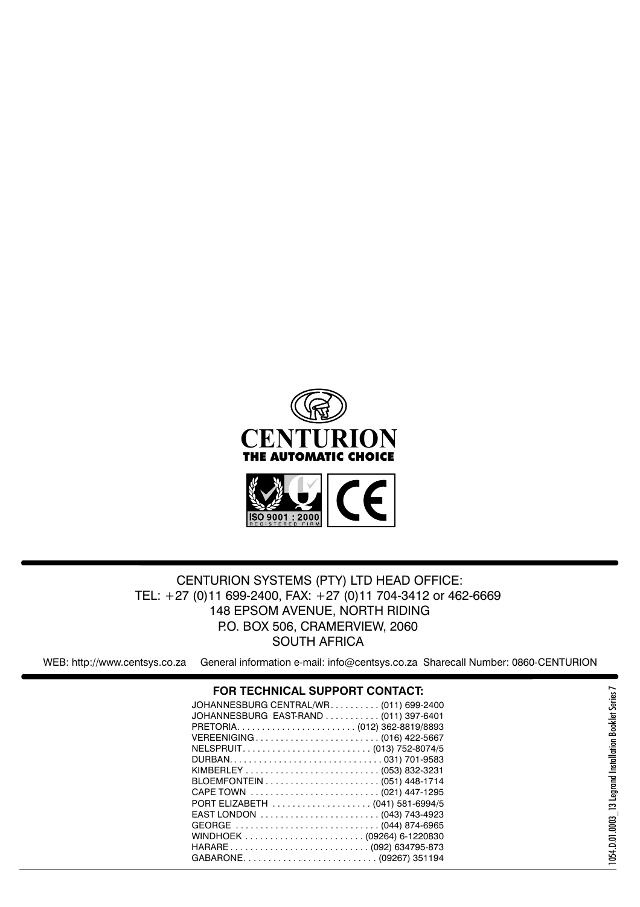CENTURION

THE AUTOMATIC CHOICE

ISO 9001 : 2000
REGISTERED FIRM

CENTURION SYSTEMS (PTY) LTD HEAD OFFICE:
TEL: +27 (0)11 699-2400, FAX: +27 (0)11 704-3412 or 462-6669
148 EPSOM AVENUE, NORTH RIDING
P.O. BOX 506, CRAMERVIEW, 2060
SOUTH AFRICA

WEB: http://www.centsys.co.za General information e-mail: info@centsys.co.za Sharecall Number: 0860-CENTURION

**FOR TECHNICAL SUPPORT CONTACT:**

| | |
|---|---|
| JOHANNESBURG CENTRAL/WR | (011) 699-2400 |
| JOHANNESBURG EAST-RAND | (011) 397-6401 |
| PRETORIA | (012) 362-8819/8893 |
| VEREENIGING | (016) 422-5667 |
| NELSPRUIT | (013) 752-8074/5 |
| DURBAN | 031) 701-9583 |
| KIMBERLEY | (053) 832-3231 |
| BLOEMFONTEIN | (051) 448-1714 |
| CAPE TOWN | (021) 447-1295 |
| PORT ELIZABETH | (041) 581-6994/5 |
| EAST LONDON | (043) 743-4923 |
| GEORGE | (044) 874-6965 |
| WINDHOEK | (09264) 6-1220830 |
| HARARE | (092) 634795-873 |
| GABARONE | (09267) 351194 |

1054.D.01.0003_13 Legrand Installation Booklet Series 7